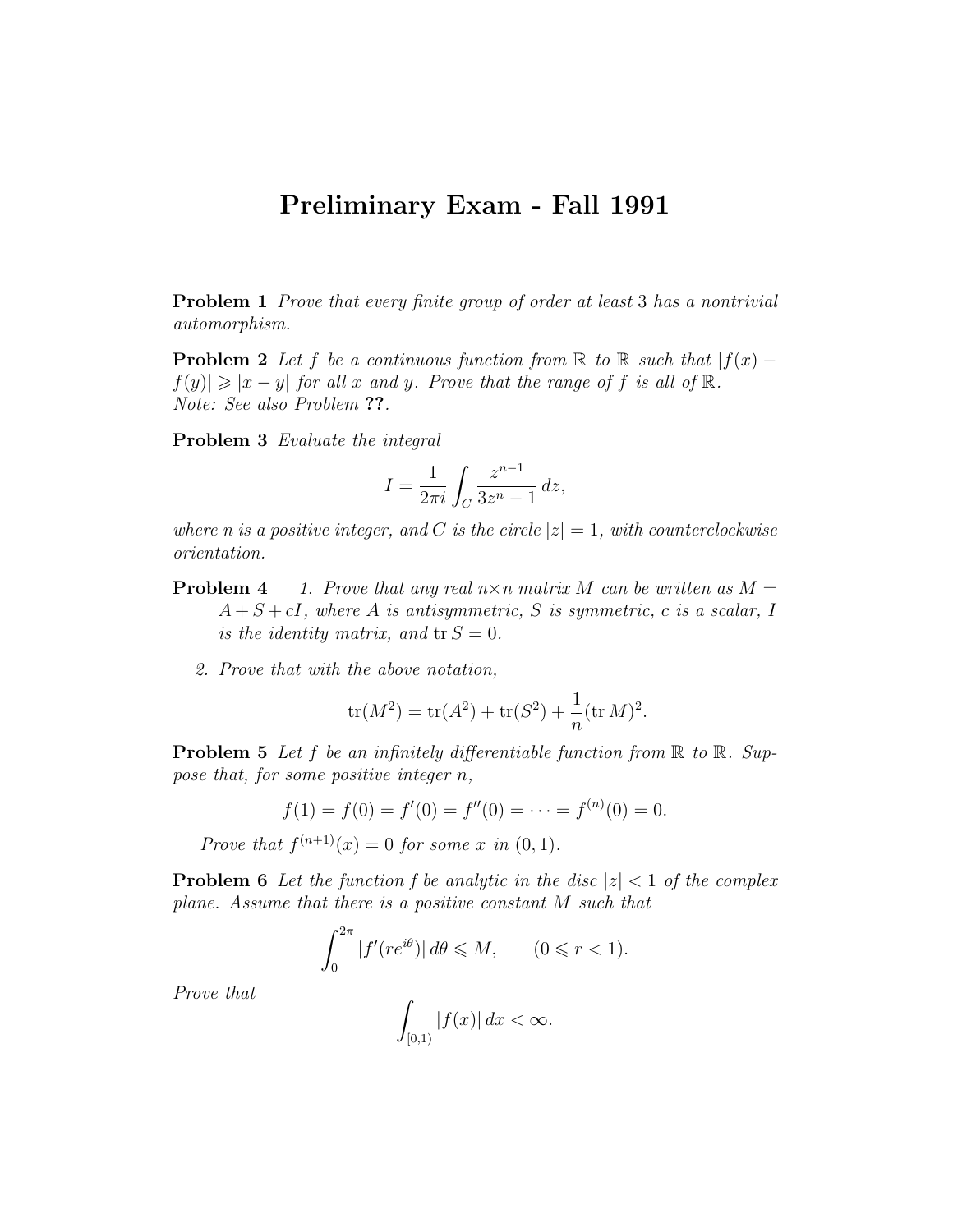# Preliminary Exam - Fall 1991

**Problem 1** *Prove that every finite group of order at least 3 has a nontrivial automorphism.*

**Problem 2** *Let $f$ be a continuous function from $\mathbb{R}$ to $\mathbb{R}$ such that $|f(x) - f(y)| \geqslant |x - y|$ for all $x$ and $y$. Prove that the range of $f$ is all of $\mathbb{R}$.*
*Note: See also Problem* **??**.

**Problem 3** *Evaluate the integral*

$$I = \frac{1}{2\pi i} \int_C \frac{z^{n-1}}{3z^n - 1} \, dz,$$

*where $n$ is a positive integer, and $C$ is the circle $|z| = 1$, with counterclockwise orientation.*

**Problem 4**

1. *Prove that any real $n \times n$ matrix $M$ can be written as $M = A + S + cI$, where $A$ is antisymmetric, $S$ is symmetric, $c$ is a scalar, $I$ is the identity matrix, and $\operatorname{tr} S = 0$.*

2. *Prove that with the above notation,*

$$\operatorname{tr}(M^2) = \operatorname{tr}(A^2) + \operatorname{tr}(S^2) + \frac{1}{n}(\operatorname{tr} M)^2.$$

**Problem 5** *Let $f$ be an infinitely differentiable function from $\mathbb{R}$ to $\mathbb{R}$. Suppose that, for some positive integer $n$,*

$$f(1) = f(0) = f'(0) = f''(0) = \cdots = f^{(n)}(0) = 0.$$

*Prove that $f^{(n+1)}(x) = 0$ for some $x$ in $(0, 1)$.*

**Problem 6** *Let the function $f$ be analytic in the disc $|z| < 1$ of the complex plane. Assume that there is a positive constant $M$ such that*

$$\int_0^{2\pi} |f'(re^{i\theta})| \, d\theta \leqslant M, \qquad (0 \leqslant r < 1).$$

*Prove that*

$$\int_{[0,1)} |f(x)| \, dx < \infty.$$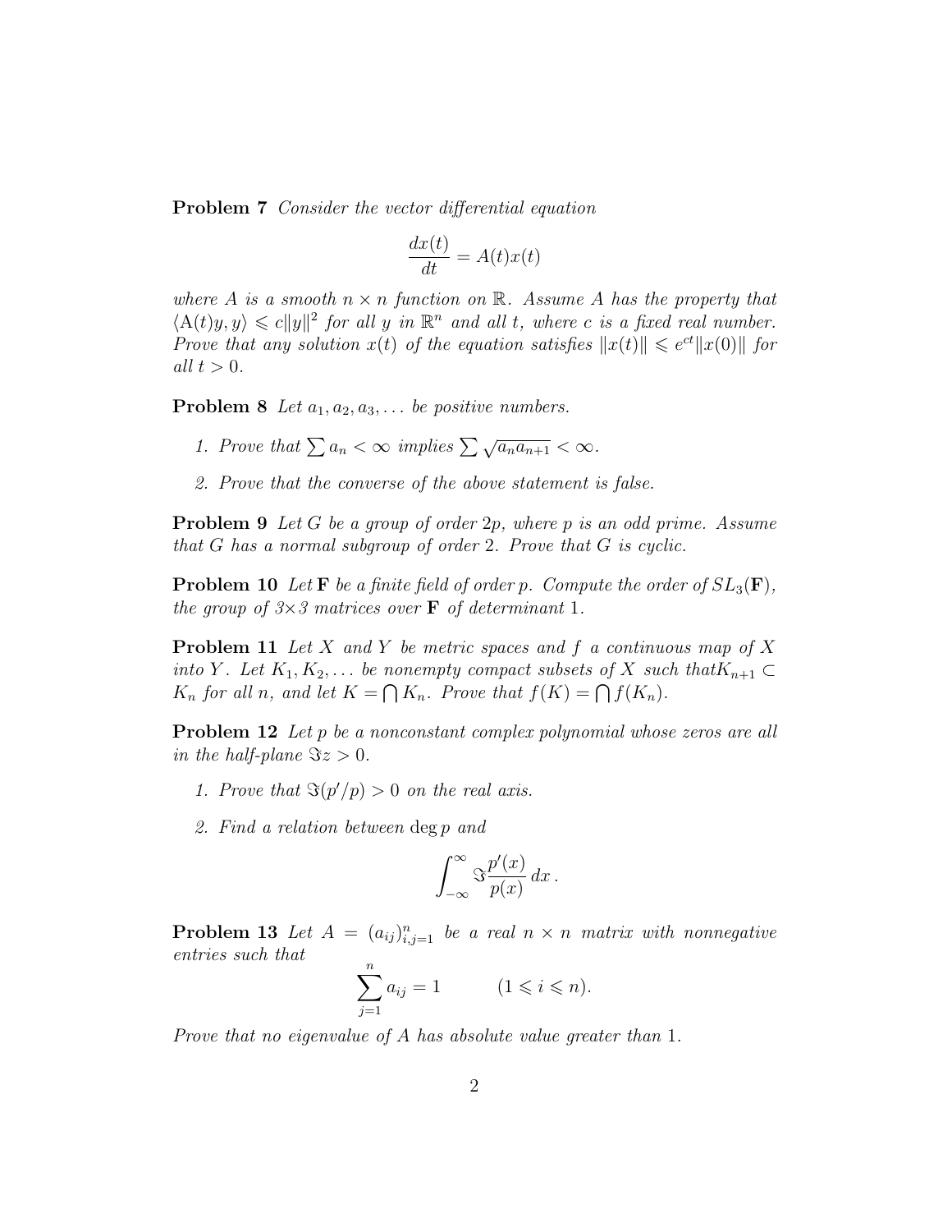**Problem 7** *Consider the vector differential equation*

$$\frac{dx(t)}{dt} = A(t)x(t)$$

*where $A$ is a smooth $n \times n$ function on $\mathbb{R}$. Assume $A$ has the property that $\langle \mathrm{A}(t)y, y\rangle \leqslant c\|y\|^2$ for all $y$ in $\mathbb{R}^n$ and all $t$, where $c$ is a fixed real number. Prove that any solution $x(t)$ of the equation satisfies $\|x(t)\| \leqslant e^{ct}\|x(0)\|$ for all $t > 0$.*

**Problem 8** *Let $a_1, a_2, a_3, \ldots$ be positive numbers.*

1. *Prove that $\sum a_n < \infty$ implies $\sum \sqrt{a_n a_{n+1}} < \infty$.*
2. *Prove that the converse of the above statement is false.*

**Problem 9** *Let $G$ be a group of order $2p$, where $p$ is an odd prime. Assume that $G$ has a normal subgroup of order 2. Prove that $G$ is cyclic.*

**Problem 10** *Let $\mathbf{F}$ be a finite field of order $p$. Compute the order of $SL_3(\mathbf{F})$, the group of $3\times 3$ matrices over $\mathbf{F}$ of determinant 1.*

**Problem 11** *Let $X$ and $Y$ be metric spaces and $f$ a continuous map of $X$ into $Y$. Let $K_1, K_2, \ldots$ be nonempty compact subsets of $X$ such that$K_{n+1} \subset K_n$ for all $n$, and let $K = \bigcap K_n$. Prove that $f(K) = \bigcap f(K_n)$.*

**Problem 12** *Let $p$ be a nonconstant complex polynomial whose zeros are all in the half-plane $\Im z > 0$.*

1. *Prove that $\Im(p'/p) > 0$ on the real axis.*
2. *Find a relation between $\deg p$ and*

$$\int_{-\infty}^{\infty} \Im \frac{p'(x)}{p(x)}\, dx\,.$$

**Problem 13** *Let $A = (a_{ij})_{i,j=1}^{n}$ be a real $n \times n$ matrix with nonnegative entries such that*

$$\sum_{j=1}^{n} a_{ij} = 1 \qquad (1 \leqslant i \leqslant n).$$

*Prove that no eigenvalue of $A$ has absolute value greater than 1.*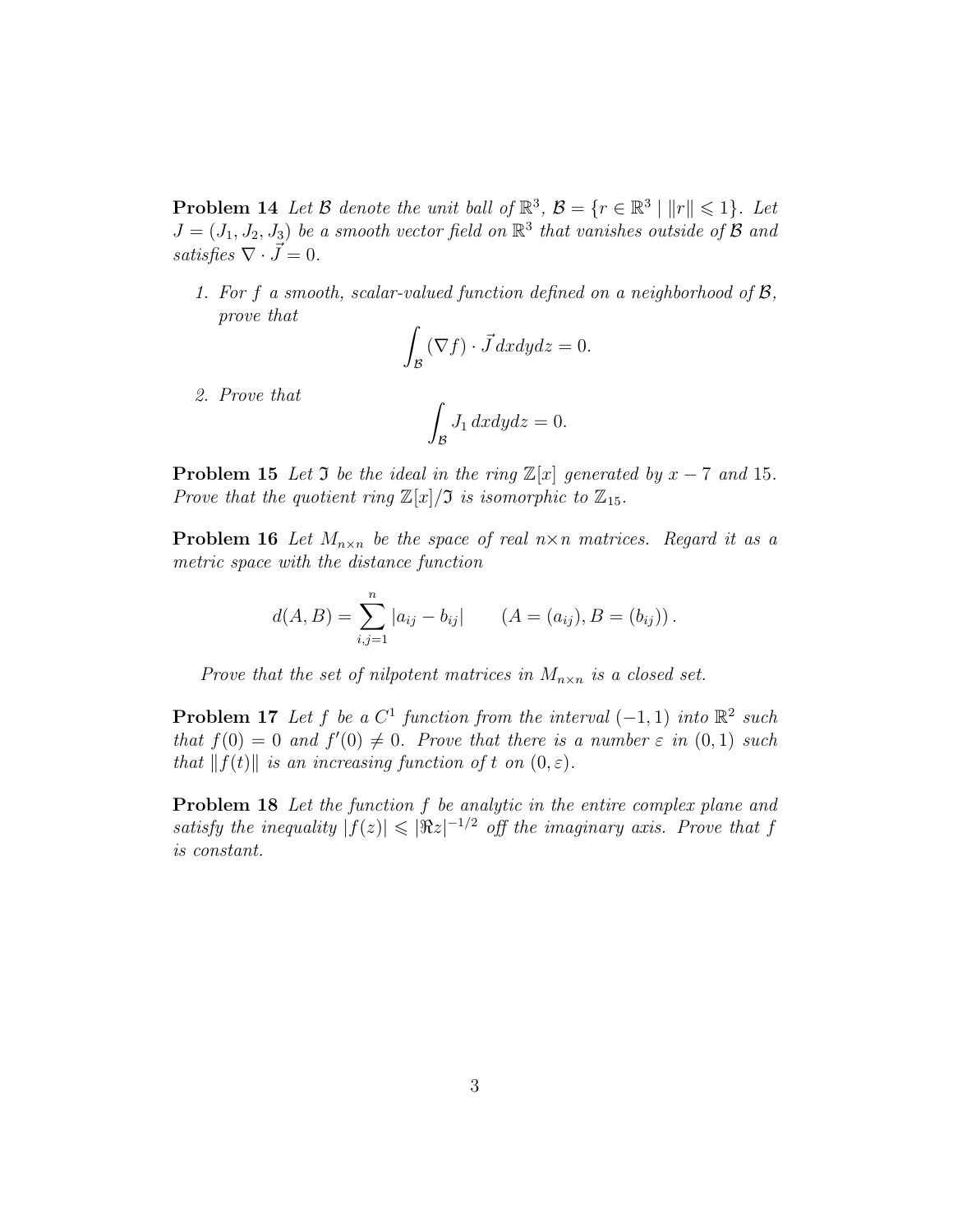**Problem 14** *Let $\mathcal{B}$ denote the unit ball of $\mathbb{R}^3$, $\mathcal{B} = \{r \in \mathbb{R}^3 \mid \|r\| \leqslant 1\}$. Let $J = (J_1, J_2, J_3)$ be a smooth vector field on $\mathbb{R}^3$ that vanishes outside of $\mathcal{B}$ and satisfies $\nabla \cdot \vec{J} = 0$.*

1. *For $f$ a smooth, scalar-valued function defined on a neighborhood of $\mathcal{B}$, prove that*
$$\int_{\mathcal{B}} (\nabla f) \cdot \vec{J} \, dxdydz = 0.$$

2. *Prove that*
$$\int_{\mathcal{B}} J_1 \, dxdydz = 0.$$

**Problem 15** *Let $\mathfrak{I}$ be the ideal in the ring $\mathbb{Z}[x]$ generated by $x - 7$ and $15$. Prove that the quotient ring $\mathbb{Z}[x]/\mathfrak{I}$ is isomorphic to $\mathbb{Z}_{15}$.*

**Problem 16** *Let $M_{n\times n}$ be the space of real $n\times n$ matrices. Regard it as a metric space with the distance function*

$$d(A, B) = \sum_{i,j=1}^{n} |a_{ij} - b_{ij}| \qquad (A = (a_{ij}), B = (b_{ij}))\,.$$

*Prove that the set of nilpotent matrices in $M_{n\times n}$ is a closed set.*

**Problem 17** *Let $f$ be a $C^1$ function from the interval $(-1, 1)$ into $\mathbb{R}^2$ such that $f(0) = 0$ and $f'(0) \neq 0$. Prove that there is a number $\varepsilon$ in $(0, 1)$ such that $\|f(t)\|$ is an increasing function of $t$ on $(0, \varepsilon)$.*

**Problem 18** *Let the function $f$ be analytic in the entire complex plane and satisfy the inequality $|f(z)| \leqslant |\Re z|^{-1/2}$ off the imaginary axis. Prove that $f$ is constant.*